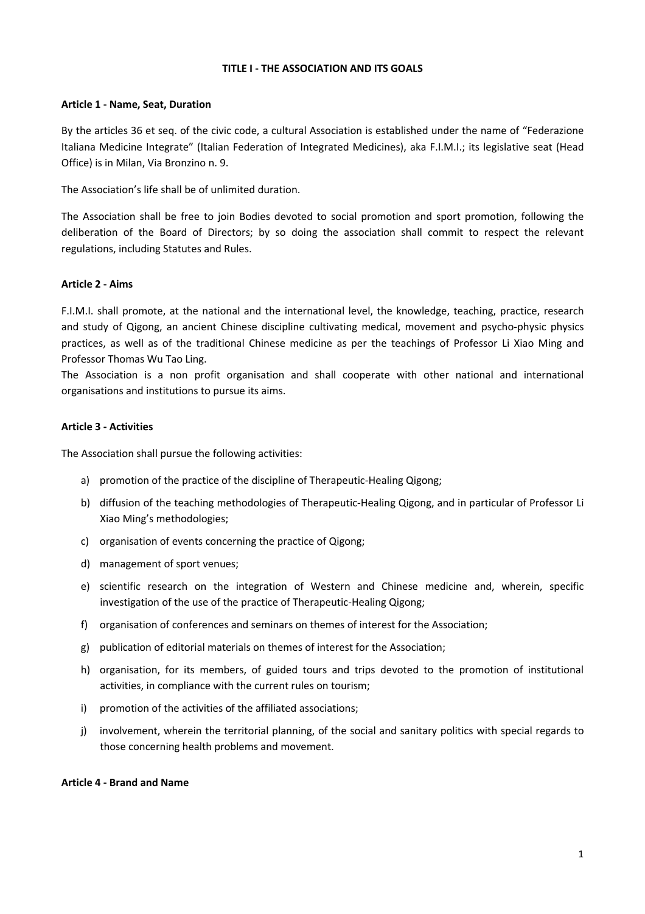# TITLE I - THE ASSOCIATION AND ITS GOALS

## Article 1 - Name, Seat, Duration

By the articles 36 et seq. of the civic code, a cultural Association is established under the name of "Federazione Italiana Medicine Integrate" (Italian Federation of Integrated Medicines), aka F.I.M.I.; its legislative seat (Head Office) is in Milan, Via Bronzino n. 9.

The Association's life shall be of unlimited duration.

The Association shall be free to join Bodies devoted to social promotion and sport promotion, following the deliberation of the Board of Directors; by so doing the association shall commit to respect the relevant regulations, including Statutes and Rules.

## Article 2 - Aims

F.I.M.I. shall promote, at the national and the international level, the knowledge, teaching, practice, research and study of Qigong, an ancient Chinese discipline cultivating medical, movement and psycho-physic physics practices, as well as of the traditional Chinese medicine as per the teachings of Professor Li Xiao Ming and Professor Thomas Wu Tao Ling.

The Association is a non profit organisation and shall cooperate with other national and international organisations and institutions to pursue its aims.

## Article 3 - Activities

The Association shall pursue the following activities:

a) promotion of the practice of the discipline of Therapeutic-Healing Qigong;

b) diffusion of the teaching methodologies of Therapeutic-Healing Qigong, and in particular of Professor Li Xiao Ming's methodologies;

c) organisation of events concerning the practice of Qigong;

d) management of sport venues;

e) scientific research on the integration of Western and Chinese medicine and, wherein, specific investigation of the use of the practice of Therapeutic-Healing Qigong;

f) organisation of conferences and seminars on themes of interest for the Association;

g) publication of editorial materials on themes of interest for the Association;

h) organisation, for its members, of guided tours and trips devoted to the promotion of institutional activities, in compliance with the current rules on tourism;

i) promotion of the activities of the affiliated associations;

j) involvement, wherein the territorial planning, of the social and sanitary politics with special regards to those concerning health problems and movement.

## Article 4 - Brand and Name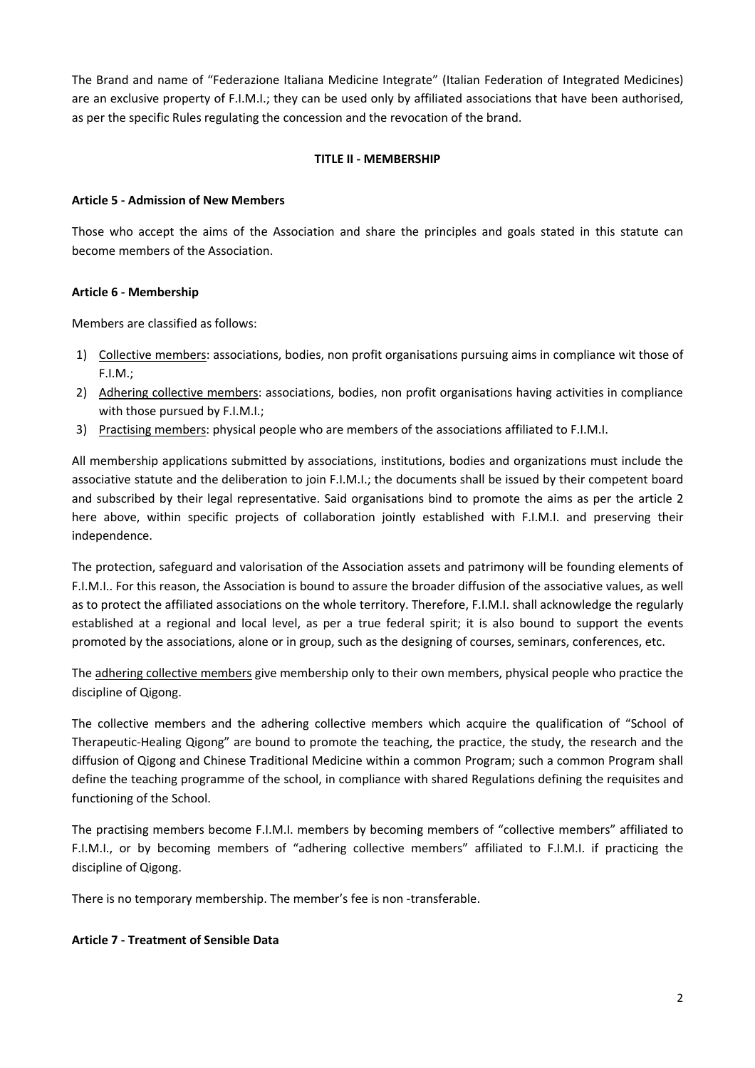The Brand and name of "Federazione Italiana Medicine Integrate" (Italian Federation of Integrated Medicines) are an exclusive property of F.I.M.I.; they can be used only by affiliated associations that have been authorised, as per the specific Rules regulating the concession and the revocation of the brand.

## TITLE II - MEMBERSHIP

### Article 5 - Admission of New Members

Those who accept the aims of the Association and share the principles and goals stated in this statute can become members of the Association.

### Article 6 - Membership

Members are classified as follows:

1) Collective members: associations, bodies, non profit organisations pursuing aims in compliance wit those of F.I.M.;
2) Adhering collective members: associations, bodies, non profit organisations having activities in compliance with those pursued by F.I.M.I.;
3) Practising members: physical people who are members of the associations affiliated to F.I.M.I.

All membership applications submitted by associations, institutions, bodies and organizations must include the associative statute and the deliberation to join F.I.M.I.; the documents shall be issued by their competent board and subscribed by their legal representative. Said organisations bind to promote the aims as per the article 2 here above, within specific projects of collaboration jointly established with F.I.M.I. and preserving their independence.

The protection, safeguard and valorisation of the Association assets and patrimony will be founding elements of F.I.M.I.. For this reason, the Association is bound to assure the broader diffusion of the associative values, as well as to protect the affiliated associations on the whole territory. Therefore, F.I.M.I. shall acknowledge the regularly established at a regional and local level, as per a true federal spirit; it is also bound to support the events promoted by the associations, alone or in group, such as the designing of courses, seminars, conferences, etc.

The adhering collective members give membership only to their own members, physical people who practice the discipline of Qigong.

The collective members and the adhering collective members which acquire the qualification of "School of Therapeutic-Healing Qigong" are bound to promote the teaching, the practice, the study, the research and the diffusion of Qigong and Chinese Traditional Medicine within a common Program; such a common Program shall define the teaching programme of the school, in compliance with shared Regulations defining the requisites and functioning of the School.

The practising members become F.I.M.I. members by becoming members of "collective members" affiliated to F.I.M.I., or by becoming members of "adhering collective members" affiliated to F.I.M.I. if practicing the discipline of Qigong.

There is no temporary membership. The member's fee is non -transferable.

### Article 7 - Treatment of Sensible Data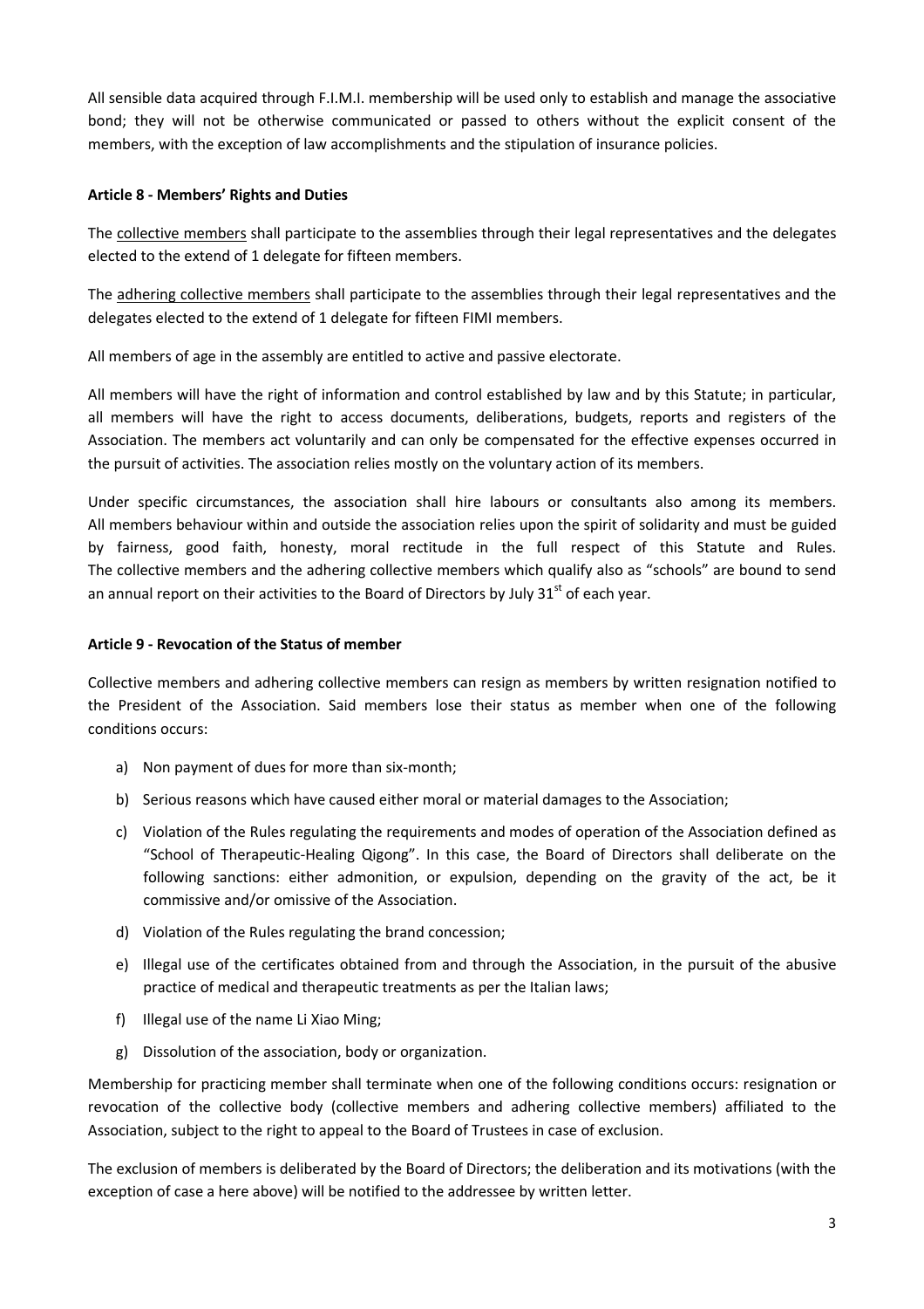All sensible data acquired through F.I.M.I. membership will be used only to establish and manage the associative bond; they will not be otherwise communicated or passed to others without the explicit consent of the members, with the exception of law accomplishments and the stipulation of insurance policies.

**Article 8 - Members' Rights and Duties**

The collective members shall participate to the assemblies through their legal representatives and the delegates elected to the extend of 1 delegate for fifteen members.

The adhering collective members shall participate to the assemblies through their legal representatives and the delegates elected to the extend of 1 delegate for fifteen FIMI members.

All members of age in the assembly are entitled to active and passive electorate.

All members will have the right of information and control established by law and by this Statute; in particular, all members will have the right to access documents, deliberations, budgets, reports and registers of the Association. The members act voluntarily and can only be compensated for the effective expenses occurred in the pursuit of activities. The association relies mostly on the voluntary action of its members.

Under specific circumstances, the association shall hire labours or consultants also among its members. All members behaviour within and outside the association relies upon the spirit of solidarity and must be guided by fairness, good faith, honesty, moral rectitude in the full respect of this Statute and Rules. The collective members and the adhering collective members which qualify also as "schools" are bound to send an annual report on their activities to the Board of Directors by July 31st of each year.

**Article 9 - Revocation of the Status of member**

Collective members and adhering collective members can resign as members by written resignation notified to the President of the Association. Said members lose their status as member when one of the following conditions occurs:

a) Non payment of dues for more than six-month;
b) Serious reasons which have caused either moral or material damages to the Association;
c) Violation of the Rules regulating the requirements and modes of operation of the Association defined as "School of Therapeutic-Healing Qigong". In this case, the Board of Directors shall deliberate on the following sanctions: either admonition, or expulsion, depending on the gravity of the act, be it commissive and/or omissive of the Association.
d) Violation of the Rules regulating the brand concession;
e) Illegal use of the certificates obtained from and through the Association, in the pursuit of the abusive practice of medical and therapeutic treatments as per the Italian laws;
f) Illegal use of the name Li Xiao Ming;
g) Dissolution of the association, body or organization.

Membership for practicing member shall terminate when one of the following conditions occurs: resignation or revocation of the collective body (collective members and adhering collective members) affiliated to the Association, subject to the right to appeal to the Board of Trustees in case of exclusion.

The exclusion of members is deliberated by the Board of Directors; the deliberation and its motivations (with the exception of case a here above) will be notified to the addressee by written letter.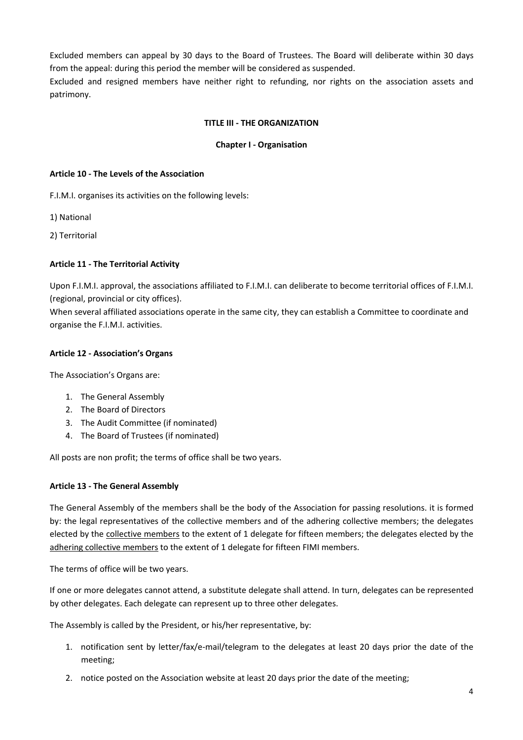Excluded members can appeal by 30 days to the Board of Trustees. The Board will deliberate within 30 days from the appeal: during this period the member will be considered as suspended.

Excluded and resigned members have neither right to refunding, nor rights on the association assets and patrimony.

## TITLE III - THE ORGANIZATION

### Chapter I - Organisation

#### Article 10 - The Levels of the Association

F.I.M.I. organises its activities on the following levels:

1) National

2) Territorial

#### Article 11 - The Territorial Activity

Upon F.I.M.I. approval, the associations affiliated to F.I.M.I. can deliberate to become territorial offices of F.I.M.I. (regional, provincial or city offices).

When several affiliated associations operate in the same city, they can establish a Committee to coordinate and organise the F.I.M.I. activities.

#### Article 12 - Association's Organs

The Association's Organs are:

1. The General Assembly
2. The Board of Directors
3. The Audit Committee (if nominated)
4. The Board of Trustees (if nominated)

All posts are non profit; the terms of office shall be two years.

#### Article 13 - The General Assembly

The General Assembly of the members shall be the body of the Association for passing resolutions. it is formed by: the legal representatives of the collective members and of the adhering collective members; the delegates elected by the <u>collective members</u> to the extent of 1 delegate for fifteen members; the delegates elected by the <u>adhering collective members</u> to the extent of 1 delegate for fifteen FIMI members.

The terms of office will be two years.

If one or more delegates cannot attend, a substitute delegate shall attend. In turn, delegates can be represented by other delegates. Each delegate can represent up to three other delegates.

The Assembly is called by the President, or his/her representative, by:

1. notification sent by letter/fax/e-mail/telegram to the delegates at least 20 days prior the date of the meeting;
2. notice posted on the Association website at least 20 days prior the date of the meeting;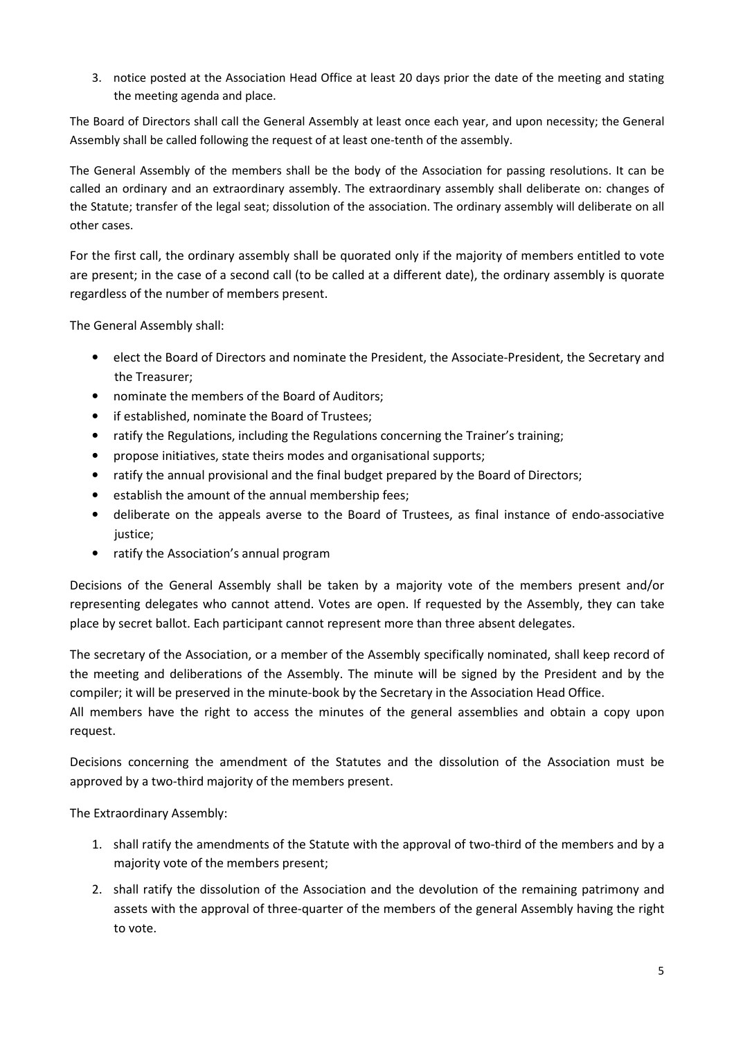3. notice posted at the Association Head Office at least 20 days prior the date of the meeting and stating the meeting agenda and place.

The Board of Directors shall call the General Assembly at least once each year, and upon necessity; the General Assembly shall be called following the request of at least one-tenth of the assembly.

The General Assembly of the members shall be the body of the Association for passing resolutions. It can be called an ordinary and an extraordinary assembly. The extraordinary assembly shall deliberate on: changes of the Statute; transfer of the legal seat; dissolution of the association. The ordinary assembly will deliberate on all other cases.

For the first call, the ordinary assembly shall be quorated only if the majority of members entitled to vote are present; in the case of a second call (to be called at a different date), the ordinary assembly is quorate regardless of the number of members present.

The General Assembly shall:

- elect the Board of Directors and nominate the President, the Associate-President, the Secretary and the Treasurer;
- nominate the members of the Board of Auditors;
- if established, nominate the Board of Trustees;
- ratify the Regulations, including the Regulations concerning the Trainer's training;
- propose initiatives, state theirs modes and organisational supports;
- ratify the annual provisional and the final budget prepared by the Board of Directors;
- establish the amount of the annual membership fees;
- deliberate on the appeals averse to the Board of Trustees, as final instance of endo-associative justice;
- ratify the Association's annual program

Decisions of the General Assembly shall be taken by a majority vote of the members present and/or representing delegates who cannot attend. Votes are open. If requested by the Assembly, they can take place by secret ballot. Each participant cannot represent more than three absent delegates.

The secretary of the Association, or a member of the Assembly specifically nominated, shall keep record of the meeting and deliberations of the Assembly. The minute will be signed by the President and by the compiler; it will be preserved in the minute-book by the Secretary in the Association Head Office.
All members have the right to access the minutes of the general assemblies and obtain a copy upon request.

Decisions concerning the amendment of the Statutes and the dissolution of the Association must be approved by a two-third majority of the members present.

The Extraordinary Assembly:

1. shall ratify the amendments of the Statute with the approval of two-third of the members and by a majority vote of the members present;
2. shall ratify the dissolution of the Association and the devolution of the remaining patrimony and assets with the approval of three-quarter of the members of the general Assembly having the right to vote.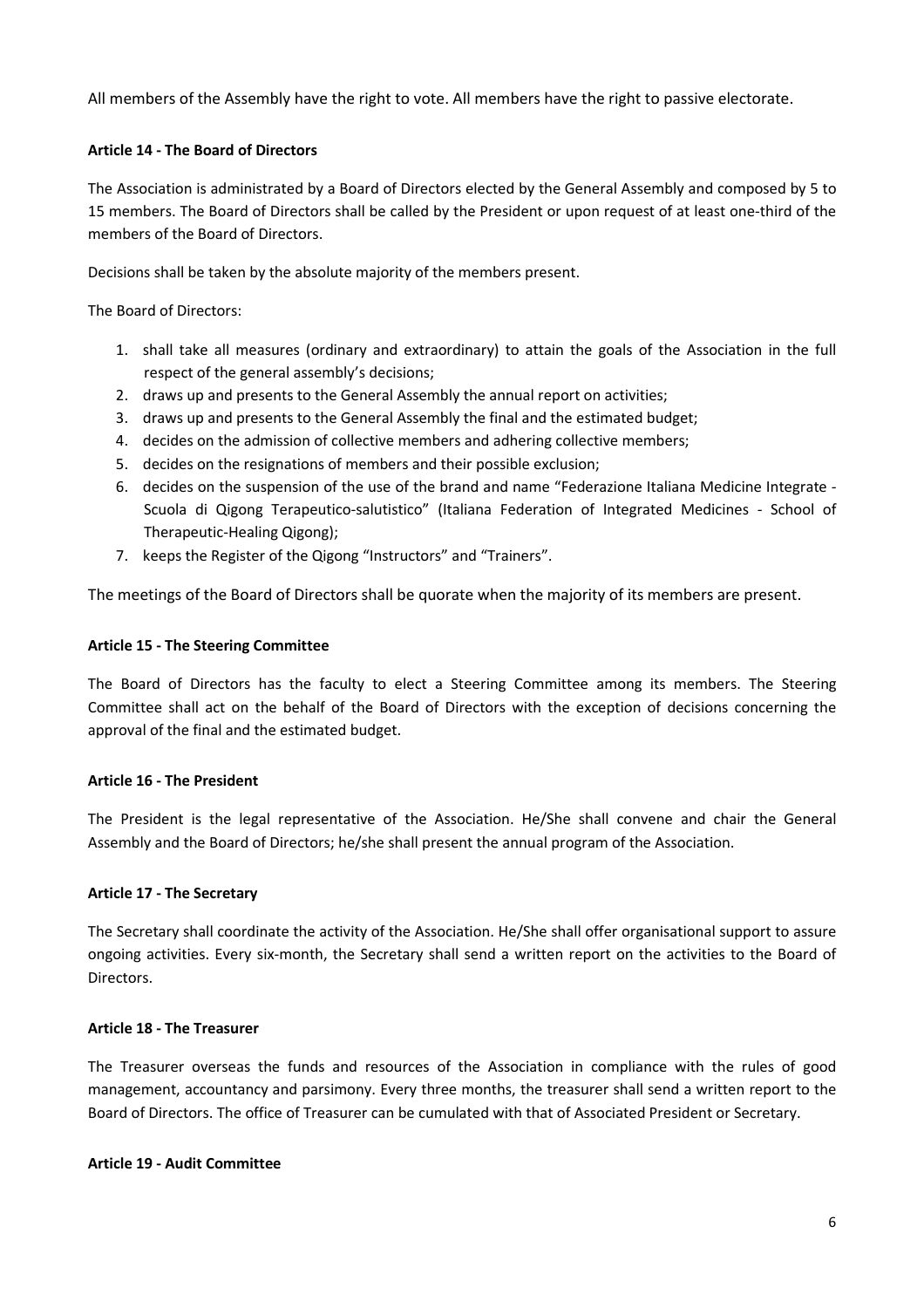All members of the Assembly have the right to vote. All members have the right to passive electorate.

**Article 14 - The Board of Directors**

The Association is administrated by a Board of Directors elected by the General Assembly and composed by 5 to 15 members. The Board of Directors shall be called by the President or upon request of at least one-third of the members of the Board of Directors.

Decisions shall be taken by the absolute majority of the members present.

The Board of Directors:

1. shall take all measures (ordinary and extraordinary) to attain the goals of the Association in the full respect of the general assembly's decisions;
2. draws up and presents to the General Assembly the annual report on activities;
3. draws up and presents to the General Assembly the final and the estimated budget;
4. decides on the admission of collective members and adhering collective members;
5. decides on the resignations of members and their possible exclusion;
6. decides on the suspension of the use of the brand and name "Federazione Italiana Medicine Integrate - Scuola di Qigong Terapeutico-salutistico" (Italiana Federation of Integrated Medicines - School of Therapeutic-Healing Qigong);
7. keeps the Register of the Qigong "Instructors" and "Trainers".

The meetings of the Board of Directors shall be quorate when the majority of its members are present.

**Article 15 - The Steering Committee**

The Board of Directors has the faculty to elect a Steering Committee among its members. The Steering Committee shall act on the behalf of the Board of Directors with the exception of decisions concerning the approval of the final and the estimated budget.

**Article 16 - The President**

The President is the legal representative of the Association. He/She shall convene and chair the General Assembly and the Board of Directors; he/she shall present the annual program of the Association.

**Article 17 - The Secretary**

The Secretary shall coordinate the activity of the Association. He/She shall offer organisational support to assure ongoing activities. Every six-month, the Secretary shall send a written report on the activities to the Board of Directors.

**Article 18 - The Treasurer**

The Treasurer overseas the funds and resources of the Association in compliance with the rules of good management, accountancy and parsimony. Every three months, the treasurer shall send a written report to the Board of Directors. The office of Treasurer can be cumulated with that of Associated President or Secretary.

**Article 19 - Audit Committee**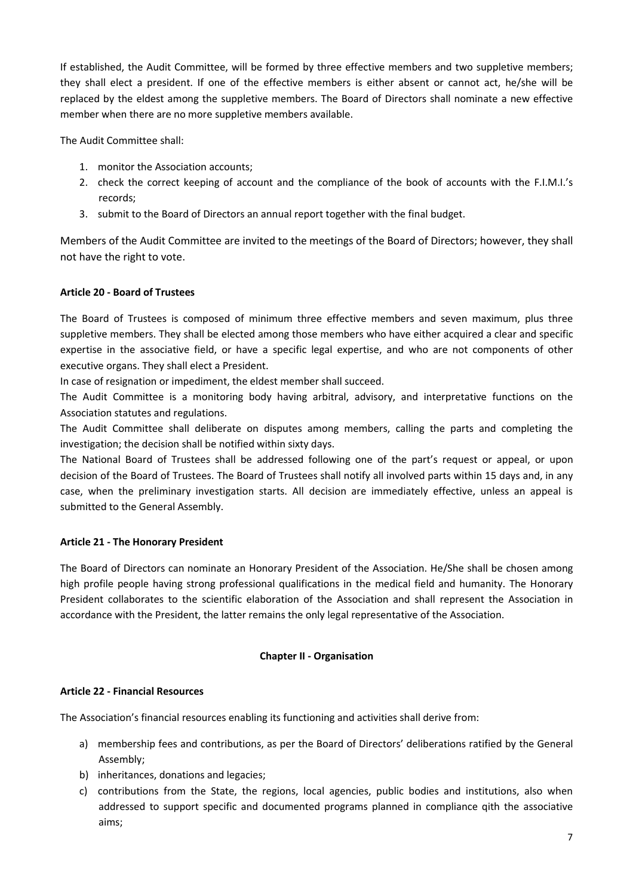If established, the Audit Committee, will be formed by three effective members and two suppletive members; they shall elect a president. If one of the effective members is either absent or cannot act, he/she will be replaced by the eldest among the suppletive members. The Board of Directors shall nominate a new effective member when there are no more suppletive members available.

The Audit Committee shall:

1. monitor the Association accounts;
2. check the correct keeping of account and the compliance of the book of accounts with the F.I.M.I.'s records;
3. submit to the Board of Directors an annual report together with the final budget.

Members of the Audit Committee are invited to the meetings of the Board of Directors; however, they shall not have the right to vote.

**Article 20 - Board of Trustees**

The Board of Trustees is composed of minimum three effective members and seven maximum, plus three suppletive members. They shall be elected among those members who have either acquired a clear and specific expertise in the associative field, or have a specific legal expertise, and who are not components of other executive organs. They shall elect a President.
In case of resignation or impediment, the eldest member shall succeed.
The Audit Committee is a monitoring body having arbitral, advisory, and interpretative functions on the Association statutes and regulations.
The Audit Committee shall deliberate on disputes among members, calling the parts and completing the investigation; the decision shall be notified within sixty days.
The National Board of Trustees shall be addressed following one of the part's request or appeal, or upon decision of the Board of Trustees. The Board of Trustees shall notify all involved parts within 15 days and, in any case, when the preliminary investigation starts. All decision are immediately effective, unless an appeal is submitted to the General Assembly.

**Article 21 - The Honorary President**

The Board of Directors can nominate an Honorary President of the Association. He/She shall be chosen among high profile people having strong professional qualifications in the medical field and humanity. The Honorary President collaborates to the scientific elaboration of the Association and shall represent the Association in accordance with the President, the latter remains the only legal representative of the Association.

**Chapter II - Organisation**

**Article 22 - Financial Resources**

The Association's financial resources enabling its functioning and activities shall derive from:

a) membership fees and contributions, as per the Board of Directors' deliberations ratified by the General Assembly;
b) inheritances, donations and legacies;
c) contributions from the State, the regions, local agencies, public bodies and institutions, also when addressed to support specific and documented programs planned in compliance qith the associative aims;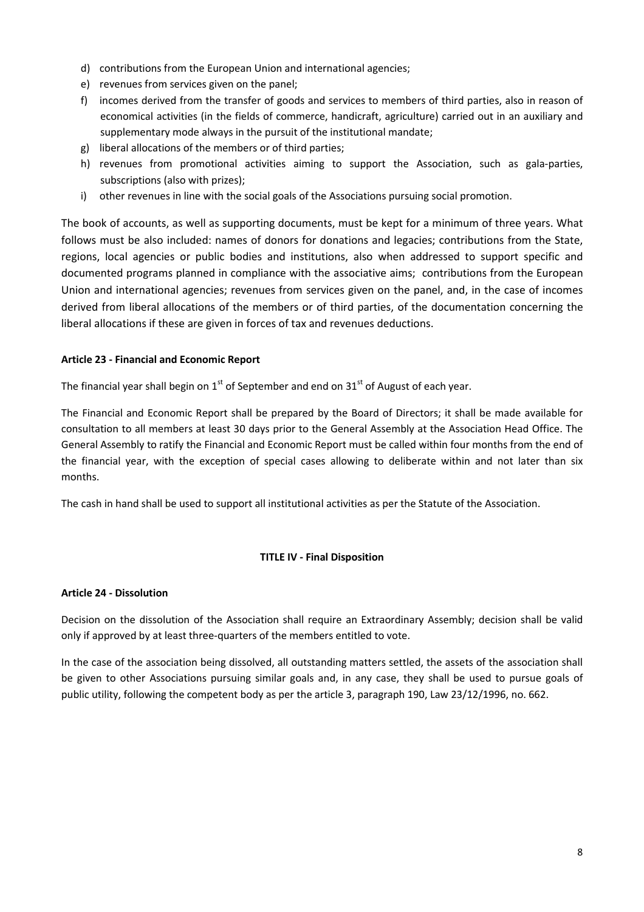d) contributions from the European Union and international agencies;
e) revenues from services given on the panel;
f) incomes derived from the transfer of goods and services to members of third parties, also in reason of economical activities (in the fields of commerce, handicraft, agriculture) carried out in an auxiliary and supplementary mode always in the pursuit of the institutional mandate;
g) liberal allocations of the members or of third parties;
h) revenues from promotional activities aiming to support the Association, such as gala-parties, subscriptions (also with prizes);
i) other revenues in line with the social goals of the Associations pursuing social promotion.

The book of accounts, as well as supporting documents, must be kept for a minimum of three years. What follows must be also included: names of donors for donations and legacies; contributions from the State, regions, local agencies or public bodies and institutions, also when addressed to support specific and documented programs planned in compliance with the associative aims; contributions from the European Union and international agencies; revenues from services given on the panel, and, in the case of incomes derived from liberal allocations of the members or of third parties, of the documentation concerning the liberal allocations if these are given in forces of tax and revenues deductions.

**Article 23 - Financial and Economic Report**

The financial year shall begin on 1st of September and end on 31st of August of each year.

The Financial and Economic Report shall be prepared by the Board of Directors; it shall be made available for consultation to all members at least 30 days prior to the General Assembly at the Association Head Office. The General Assembly to ratify the Financial and Economic Report must be called within four months from the end of the financial year, with the exception of special cases allowing to deliberate within and not later than six months.

The cash in hand shall be used to support all institutional activities as per the Statute of the Association.

**TITLE IV - Final Disposition**

**Article 24 - Dissolution**

Decision on the dissolution of the Association shall require an Extraordinary Assembly; decision shall be valid only if approved by at least three-quarters of the members entitled to vote.

In the case of the association being dissolved, all outstanding matters settled, the assets of the association shall be given to other Associations pursuing similar goals and, in any case, they shall be used to pursue goals of public utility, following the competent body as per the article 3, paragraph 190, Law 23/12/1996, no. 662.